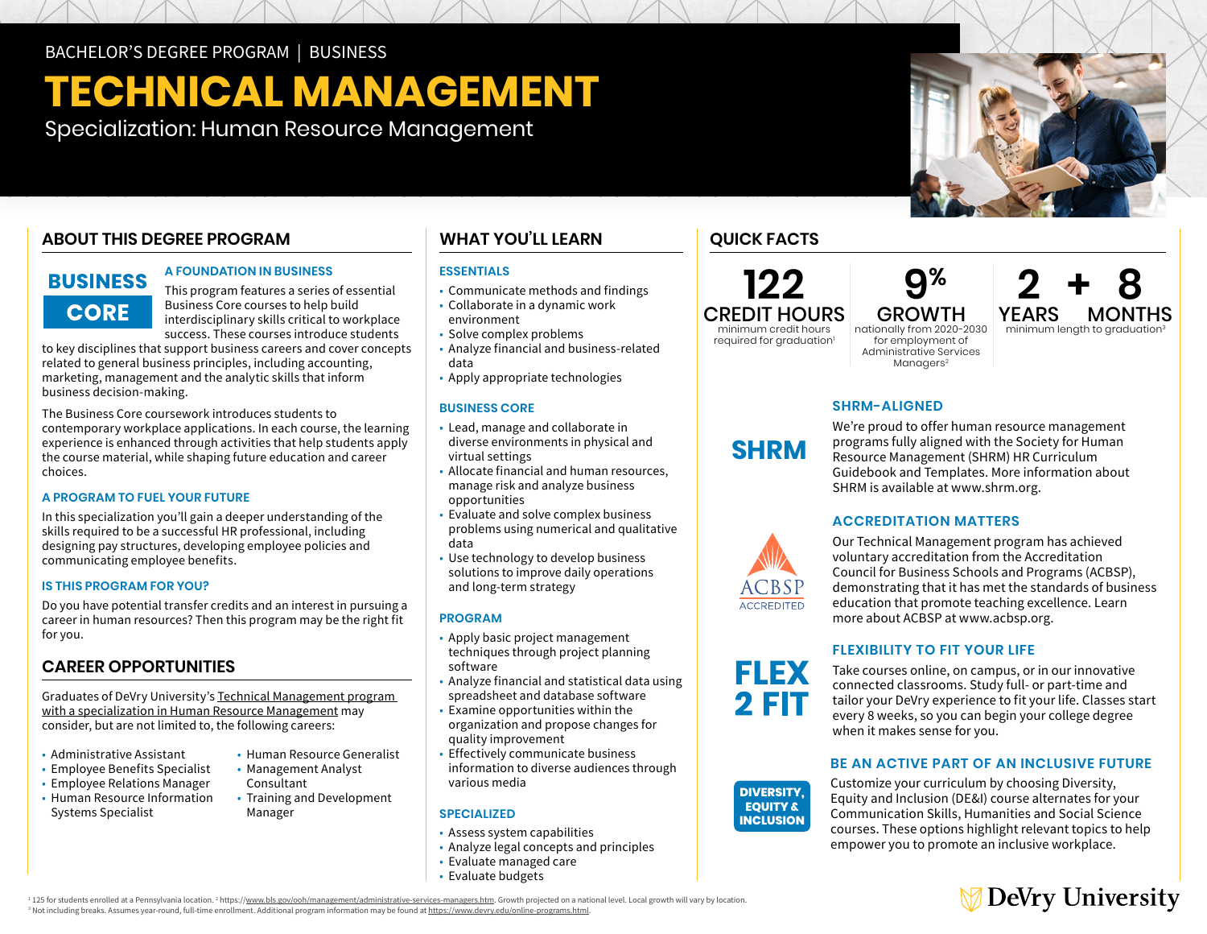BACHELOR'S DEGREE PROGRAM | BUSINESS

# TECHNICAL MANAGEMENT

Specialization: Human Resource Management

## ABOUT THIS DEGREE PROGRAM

**BUSINESS CORE**

### A FOUNDATION IN BUSINESS

This program features a series of essential Business Core courses to help build interdisciplinary skills critical to workplace success. These courses introduce students to key disciplines that support business careers and cover concepts related to general business principles, including accounting, marketing, management and the analytic skills that inform business decision-making.

The Business Core coursework introduces students to contemporary workplace applications. In each course, the learning experience is enhanced through activities that help students apply the course material, while shaping future education and career choices.

### A PROGRAM TO FUEL YOUR FUTURE

In this specialization you'll gain a deeper understanding of the skills required to be a successful HR professional, including designing pay structures, developing employee policies and communicating employee benefits.

### IS THIS PROGRAM FOR YOU?

Do you have potential transfer credits and an interest in pursuing a career in human resources? Then this program may be the right fit for you.

## CAREER OPPORTUNITIES

Graduates of DeVry University's Technical Management program with a specialization in Human Resource Management may consider, but are not limited to, the following careers:

- Administrative Assistant
- Employee Benefits Specialist
- Employee Relations Manager
- Human Resource Information Systems Specialist
- Human Resource Generalist
- Management Analyst Consultant
- Training and Development Manager

## WHAT YOU'LL LEARN

### ESSENTIALS

- Communicate methods and findings
- Collaborate in a dynamic work environment
- Solve complex problems
- Analyze financial and business-related data
- Apply appropriate technologies

### BUSINESS CORE

- Lead, manage and collaborate in diverse environments in physical and virtual settings
- Allocate financial and human resources, manage risk and analyze business opportunities
- Evaluate and solve complex business problems using numerical and qualitative data
- Use technology to develop business solutions to improve daily operations and long-term strategy

### PROGRAM

- Apply basic project management techniques through project planning software
- Analyze financial and statistical data using spreadsheet and database software
- Examine opportunities within the organization and propose changes for quality improvement
- Effectively communicate business information to diverse audiences through various media

### SPECIALIZED

- Assess system capabilities
- Analyze legal concepts and principles
- Evaluate managed care
- Evaluate budgets

## QUICK FACTS

**122 CREDIT HOURS** minimum credit hours required for graduation[1]

**9% GROWTH** nationally from 2020-2030 for employment of Administrative Services Managers[2]

**2 YEARS + 8 MONTHS** minimum length to graduation[3]

**SHRM**

### SHRM-ALIGNED

We're proud to offer human resource management programs fully aligned with the Society for Human Resource Management (SHRM) HR Curriculum Guidebook and Templates. More information about SHRM is available at www.shrm.org.

**ACBSP ACCREDITED**

### ACCREDITATION MATTERS

Our Technical Management program has achieved voluntary accreditation from the Accreditation Council for Business Schools and Programs (ACBSP), demonstrating that it has met the standards of business education that promote teaching excellence. Learn more about ACBSP at www.acbsp.org.

**FLEX 2 FIT**

### FLEXIBILITY TO FIT YOUR LIFE

Take courses online, on campus, or in our innovative connected classrooms. Study full- or part-time and tailor your DeVry experience to fit your life. Classes start every 8 weeks, so you can begin your college degree when it makes sense for you.

**DIVERSITY, EQUITY & INCLUSION**

### BE AN ACTIVE PART OF AN INCLUSIVE FUTURE

Customize your curriculum by choosing Diversity, Equity and Inclusion (DE&I) course alternates for your Communication Skills, Humanities and Social Science courses. These options highlight relevant topics to help empower you to promote an inclusive workplace.

[1] 125 for students enrolled at a Pennsylvania location. [2] https://www.bls.gov/ooh/management/administrative-services-managers.htm. Growth projected on a national level. Local growth will vary by location.
[3] Not including breaks. Assumes year-round, full-time enrollment. Additional program information may be found at https://www.devry.edu/online-programs.html.

DeVry University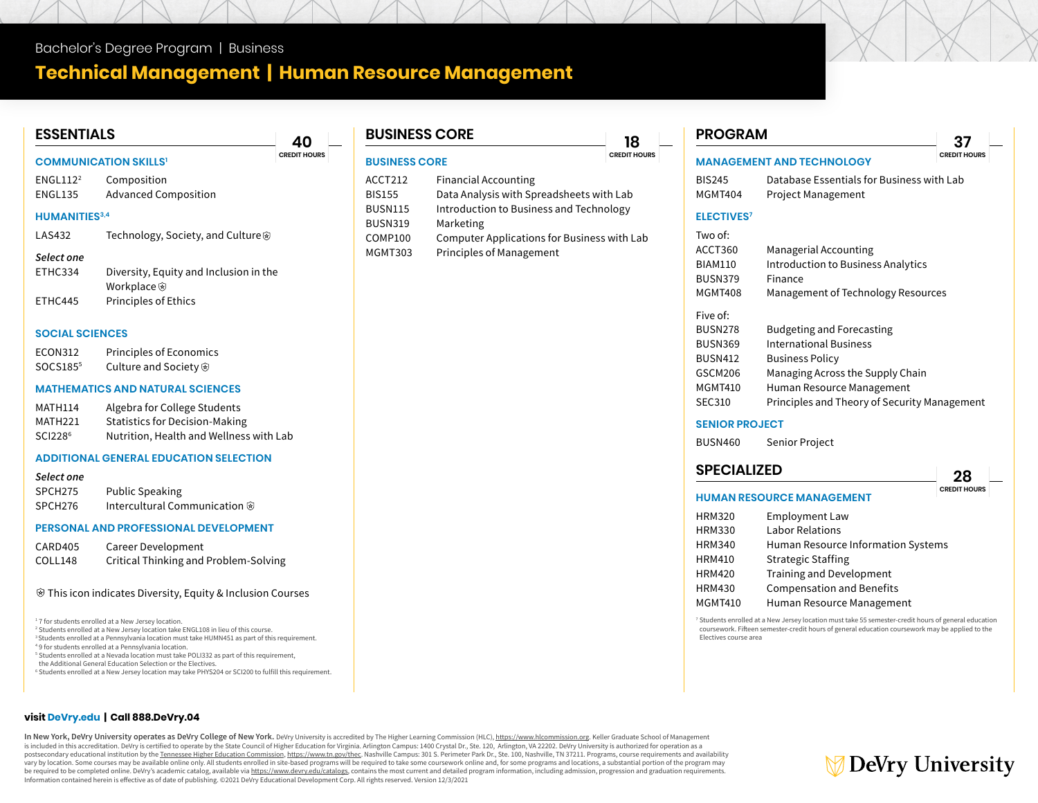Bachelor's Degree Program | Business

# Technical Management | Human Resource Management

## ESSENTIALS

**40** CREDIT HOURS

### COMMUNICATION SKILLS[1]

| | |
|---|---|
| ENGL112[2] | Composition |
| ENGL135 | Advanced Composition |

### HUMANITIES[3,4]

| | |
|---|---|
| LAS432 | Technology, Society, and Culture ⛨ |

*Select one*

| | |
|---|---|
| ETHC334 | Diversity, Equity and Inclusion in the Workplace ⛨ |
| ETHC445 | Principles of Ethics |

### SOCIAL SCIENCES

| | |
|---|---|
| ECON312 | Principles of Economics |
| SOCS185[5] | Culture and Society ⛨ |

### MATHEMATICS AND NATURAL SCIENCES

| | |
|---|---|
| MATH114 | Algebra for College Students |
| MATH221 | Statistics for Decision-Making |
| SCI228[6] | Nutrition, Health and Wellness with Lab |

### ADDITIONAL GENERAL EDUCATION SELECTION

*Select one*

| | |
|---|---|
| SPCH275 | Public Speaking |
| SPCH276 | Intercultural Communication ⛨ |

### PERSONAL AND PROFESSIONAL DEVELOPMENT

| | |
|---|---|
| CARD405 | Career Development |
| COLL148 | Critical Thinking and Problem-Solving |

⛨ This icon indicates Diversity, Equity & Inclusion Courses

[1] 7 for students enrolled at a New Jersey location.
[2] Students enrolled at a New Jersey location take ENGL108 in lieu of this course.
[3] Students enrolled at a Pennsylvania location must take HUMN451 as part of this requirement.
[4] 9 for students enrolled at a Pennsylvania location.
[5] Students enrolled at a Nevada location must take POLI332 as part of this requirement, the Additional General Education Selection or the Electives.
[6] Students enrolled at a New Jersey location may take PHYS204 or SCI200 to fulfill this requirement.

## BUSINESS CORE

**18** CREDIT HOURS

### BUSINESS CORE

| | |
|---|---|
| ACCT212 | Financial Accounting |
| BIS155 | Data Analysis with Spreadsheets with Lab |
| BUSN115 | Introduction to Business and Technology |
| BUSN319 | Marketing |
| COMP100 | Computer Applications for Business with Lab |
| MGMT303 | Principles of Management |

## PROGRAM

**37** CREDIT HOURS

### MANAGEMENT AND TECHNOLOGY

| | |
|---|---|
| BIS245 | Database Essentials for Business with Lab |
| MGMT404 | Project Management |

### ELECTIVES[7]

Two of:

| | |
|---|---|
| ACCT360 | Managerial Accounting |
| BIAM110 | Introduction to Business Analytics |
| BUSN379 | Finance |
| MGMT408 | Management of Technology Resources |

Five of:

| | |
|---|---|
| BUSN278 | Budgeting and Forecasting |
| BUSN369 | International Business |
| BUSN412 | Business Policy |
| GSCM206 | Managing Across the Supply Chain |
| MGMT410 | Human Resource Management |
| SEC310 | Principles and Theory of Security Management |

### SENIOR PROJECT

| | |
|---|---|
| BUSN460 | Senior Project |

## SPECIALIZED

**28** CREDIT HOURS

### HUMAN RESOURCE MANAGEMENT

| | |
|---|---|
| HRM320 | Employment Law |
| HRM330 | Labor Relations |
| HRM340 | Human Resource Information Systems |
| HRM410 | Strategic Staffing |
| HRM420 | Training and Development |
| HRM430 | Compensation and Benefits |
| MGMT410 | Human Resource Management |

[7] Students enrolled at a New Jersey location must take 55 semester-credit hours of general education coursework. Fifteen semester-credit hours of general education coursework may be applied to the Electives course area

**visit DeVry.edu | Call 888.DeVry.04**

**In New York, DeVry University operates as DeVry College of New York.** DeVry University is accredited by The Higher Learning Commission (HLC), https://www.hlcommission.org. Keller Graduate School of Management is included in this accreditation. DeVry is certified to operate by the State Council of Higher Education for Virginia. Arlington Campus: 1400 Crystal Dr., Ste. 120, Arlington, VA 22202. DeVry University is authorized for operation as a postsecondary educational institution by the Tennessee Higher Education Commission, https://www.tn.gov/thec. Nashville Campus: 301 S. Perimeter Park Dr., Ste. 100, Nashville, TN 37211. Programs, course requirements and availability vary by location. Some courses may be available online only. All students enrolled in site-based programs will be required to take some coursework online and, for some programs and locations, a substantial portion of the program may be required to be completed online. DeVry's academic catalog, available via https://www.devry.edu/catalogs, contains the most current and detailed program information, including admission, progression and graduation requirements. Information contained herein is effective as of date of publishing. ©2021 DeVry Educational Development Corp. All rights reserved. Version 12/3/2021

DeVry University